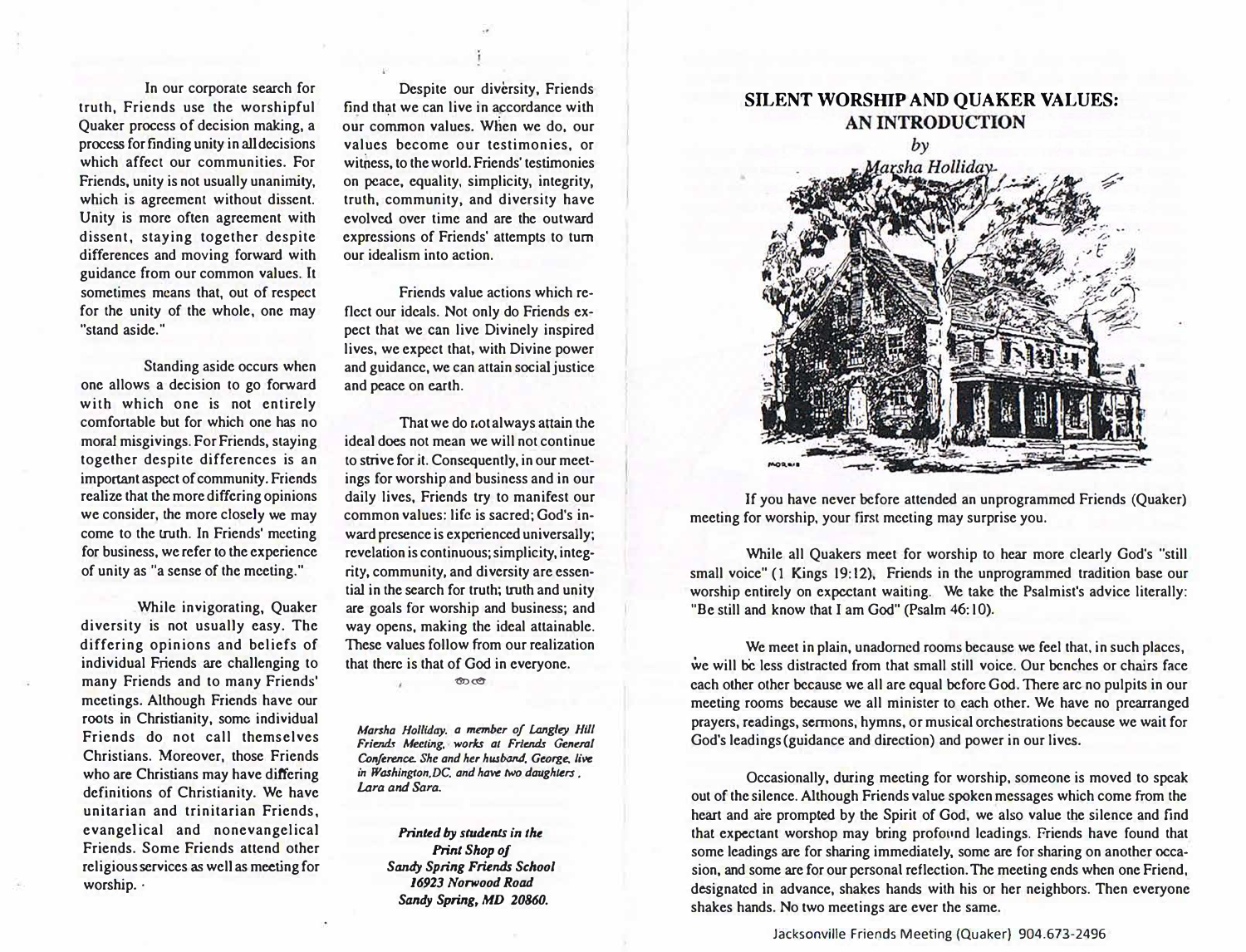In our corporate search for truth, Friends use the worshipful Quaker process of decision making, a process for finding unity in all decisions which affect our communities. For Friends, unity is not usually unanimity, which is agreement without dissent. Unity is more often agreement with dissent, staying together despite differences and moving forward with guidance from our common values. It sometimes means that, out of respect for the unity of the whole, one may "stand aside."

Standing aside occurs when one allows a decision to go forward with which one is not entirely comfortable but for which one has no moral misgivings. For Friends, staying together despite differences is an important aspect of community. Friends realize that the more differing opinions we consider, the more closely we may come to the truth. In Friends' meeting for business, we refer to the experience of unity as "a sense of the meeting."

While invigorating, Quaker diversity is not usually easy. The differing opinions and beliefs of individual Friends are challenging to many Friends and to many Friends' meetings. Although Friends have our roots in Christianity, some individual Friends do not call themselves Christians. Moreover, those Friends who are Christians may have differing definitions of Christianity. We have unitarian and trinitarian Friends, evangelical and nonevangelical Friends. Some Friends attend other religious services as well as meeting for worship.

Despite our diversity, Friends find that we can live in accordance with our common values. When we do, our values become our testimonies, or witness, to the world. Friends' testimonies on peace, equality, simplicity, integrity, truth, community, and diversity have evolved over time and are the outward expressions of Friends' attempts to turn our idealism into action.

Friends value actions which reflect our ideals. Not only do Friends expect that we can live Divinely inspired lives, we expect that, with Divine power and guidance, we can attain social justice and peace on earth.

That we do not always attain the ideal does not mean we will not continue to strive for it. Consequently, in our meetings for worship and business and in our daily lives, Friends try to manifest our common values: life is sacred; God's inward presence is experienced universally; revelation is continuous; simplicity, integrity, community, and diversity are essential in the search for truth; truth and unity are goals for worship and business; and way opens, making the ideal attainable. These values follow from our realization that there is that of God in everyone.

*Marsha Holliday, a member of Langley Hill Friends Meeting, works at Friends General Conference. She and her husband, George, live in Washington, DC. and have two daughters, Lara and Sara.*

***Printed by students in the Print Shop of Sandy Spring Friends School 16923 Norwood Road Sandy Spring, MD 20860.***

# SILENT WORSHIP AND QUAKER VALUES: AN INTRODUCTION

*by Marsha Holliday*

If you have never before attended an unprogrammed Friends (Quaker) meeting for worship, your first meeting may surprise you.

While all Quakers meet for worship to hear more clearly God's "still small voice" (1 Kings 19:12), Friends in the unprogrammed tradition base our worship entirely on expectant waiting. We take the Psalmist's advice literally: "Be still and know that I am God" (Psalm 46:10).

We meet in plain, unadorned rooms because we feel that, in such places, we will be less distracted from that small still voice. Our benches or chairs face each other other because we all are equal before God. There are no pulpits in our meeting rooms because we all minister to each other. We have no prearranged prayers, readings, sermons, hymns, or musical orchestrations because we wait for God's leadings (guidance and direction) and power in our lives.

Occasionally, during meeting for worship, someone is moved to speak out of the silence. Although Friends value spoken messages which come from the heart and are prompted by the Spirit of God, we also value the silence and find that expectant worshop may bring profound leadings. Friends have found that some leadings are for sharing immediately, some are for sharing on another occasion, and some are for our personal reflection. The meeting ends when one Friend, designated in advance, shakes hands with his or her neighbors. Then everyone shakes hands. No two meetings are ever the same.

Jacksonville Friends Meeting (Quaker) 904.673-2496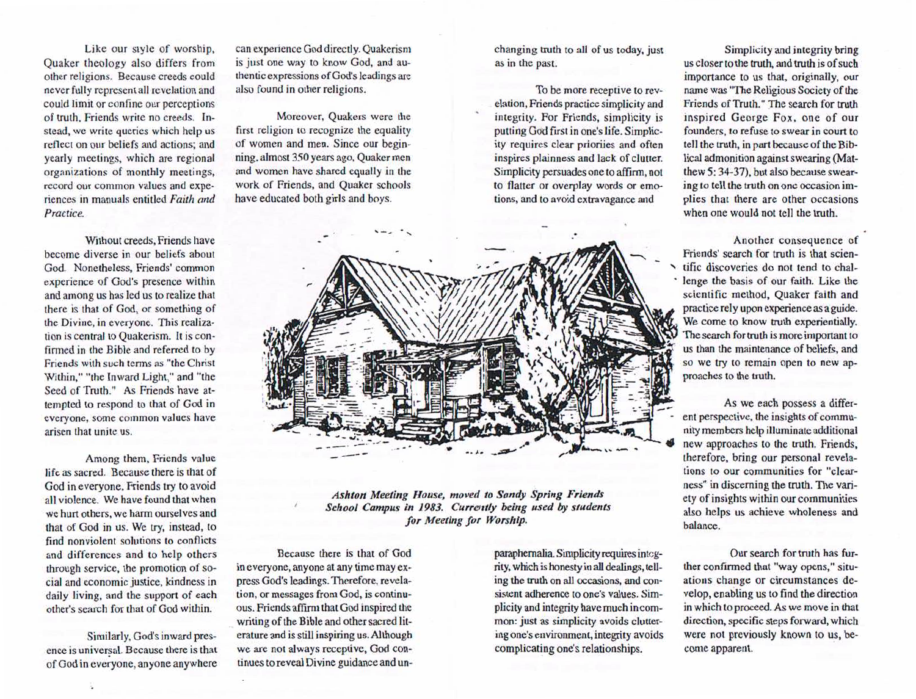Like our style of worship, Quaker theology also differs from other religions. Because creeds could never fully represent all revelation and could limit or confine our perceptions of truth, Friends write no creeds. Instead, we write queries which help us reflect on our beliefs and actions; and yearly meetings, which are regional organizations of monthly meetings, record our common values and experiences in manuals entitled *Faith and Practice.*

Without creeds, Friends have become diverse in our beliefs about God. Nonetheless, Friends' common experience of God's presence within and among us has led us to realize that there is that of God, or something of the Divine, in everyone. This realization is central to Quakerism. It is confirmed in the Bible and referred to by Friends with such terms as "the Christ Within," "the Inward Light," and "the Seed of Truth." As Friends have attempted to respond to that of God in everyone, some common values have arisen that unite us.

Among them, Friends value life as sacred. Because there is that of God in everyone, Friends try to avoid all violence. We have found that when we hurt others, we harm ourselves and that of God in us. We try, instead, to find nonviolent solutions to conflicts and differences and to help others through service, the promotion of social and economic justice, kindness in daily living, and the support of each other's search for that of God within.

Similarly, God's inward presence is universal. Because there is that of God in everyone, anyone anywhere can experience God directly. Quakerism is just one way to know God, and authentic expressions of God's leadings are also found in other religions.

Moreover, Quakers were the first religion to recognize the equality of women and men. Since our beginning, almost 350 years ago, Quaker men and women have shared equally in the work of Friends, and Quaker schools have educated both girls and boys.

Because there is that of God in everyone, anyone at any time may express God's leadings. Therefore, revelation, or messages from God, is continuous. Friends affirm that God inspired the writing of the Bible and other sacred literature and is still inspiring us. Although we are not always receptive, God continues to reveal Divine guidance and unchanging truth to all of us today, just as in the past.

To be more receptive to revelation, Friends practice simplicity and integrity. For Friends, simplicity is putting God first in one's life. Simplicity requires clear priorities and often inspires plainness and lack of clutter. Simplicity persuades one to affirm, not to flatter or overplay words or emotions, and to avoid extravagance and paraphernalia. Simplicity requires integrity, which is honesty in all dealings, telling the truth on all occasions, and consistent adherence to one's values. Simplicity and integrity have much in common: just as simplicity avoids cluttering one's environment, integrity avoids complicating one's relationships.

***Ashton Meeting House, moved to Sandy Spring Friends School Campus in 1983. Currently being used by students for Meeting for Worship.***

Simplicity and integrity bring us closer to the truth, and truth is of such importance to us that, originally, our name was "The Religious Society of the Friends of Truth." The search for truth inspired George Fox, one of our founders, to refuse to swear in court to tell the truth, in part because of the Biblical admonition against swearing (Matthew 5: 34-37), but also because swearing to tell the truth on one occasion implies that there are other occasions when one would not tell the truth.

Another consequence of Friends' search for truth is that scientific discoveries do not tend to challenge the basis of our faith. Like the scientific method, Quaker faith and practice rely upon experience as a guide. We come to know truth experientially. The search for truth is more important to us than the maintenance of beliefs, and so we try to remain open to new approaches to the truth.

As we each possess a different perspective, the insights of community members help illuminate additional new approaches to the truth. Friends, therefore, bring our personal revelations to our communities for "clearness" in discerning the truth. The variety of insights within our communities also helps us achieve wholeness and balance.

Our search for truth has further confirmed that "way opens," situations change or circumstances develop, enabling us to find the direction in which to proceed. As we move in that direction, specific steps forward, which were not previously known to us, become apparent.